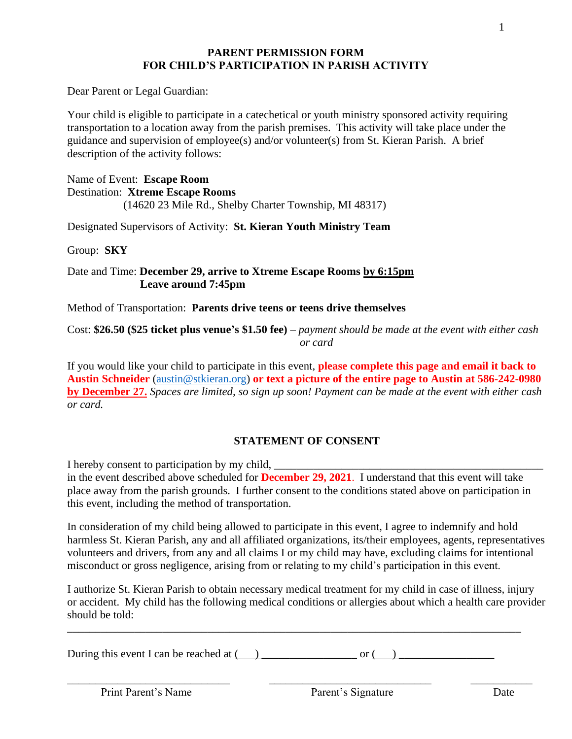**PARENT PERMISSION FORM**
**FOR CHILD'S PARTICIPATION IN PARISH ACTIVITY**

Dear Parent or Legal Guardian:

Your child is eligible to participate in a catechetical or youth ministry sponsored activity requiring transportation to a location away from the parish premises. This activity will take place under the guidance and supervision of employee(s) and/or volunteer(s) from St. Kieran Parish. A brief description of the activity follows:

Name of Event: **Escape Room**
Destination: **Xtreme Escape Rooms**
(14620 23 Mile Rd., Shelby Charter Township, MI 48317)

Designated Supervisors of Activity: **St. Kieran Youth Ministry Team**

Group: **SKY**

Date and Time: **December 29, arrive to Xtreme Escape Rooms by 6:15pm**
**Leave around 7:45pm**

Method of Transportation: **Parents drive teens or teens drive themselves**

Cost: **$26.50 ($25 ticket plus venue's $1.50 fee)** – *payment should be made at the event with either cash or card*

If you would like your child to participate in this event, **please complete this page and email it back to Austin Schneider** (austin@stkieran.org) **or text a picture of the entire page to Austin at 586-242-0980 by December 27.** *Spaces are limited, so sign up soon! Payment can be made at the event with either cash or card.*

**STATEMENT OF CONSENT**

I hereby consent to participation by my child, ______________________________________________ in the event described above scheduled for **December 29, 2021**. I understand that this event will take place away from the parish grounds. I further consent to the conditions stated above on participation in this event, including the method of transportation.

In consideration of my child being allowed to participate in this event, I agree to indemnify and hold harmless St. Kieran Parish, any and all affiliated organizations, its/their employees, agents, representatives volunteers and drivers, from any and all claims I or my child may have, excluding claims for intentional misconduct or gross negligence, arising from or relating to my child's participation in this event.

I authorize St. Kieran Parish to obtain necessary medical treatment for my child in case of illness, injury or accident. My child has the following medical conditions or allergies about which a health care provider should be told:

_____________________________________________________________________________

During this event I can be reached at (___) _________________ or (___) _________________

_____________________________ _____________________________ ___________
Print Parent's Name Parent's Signature Date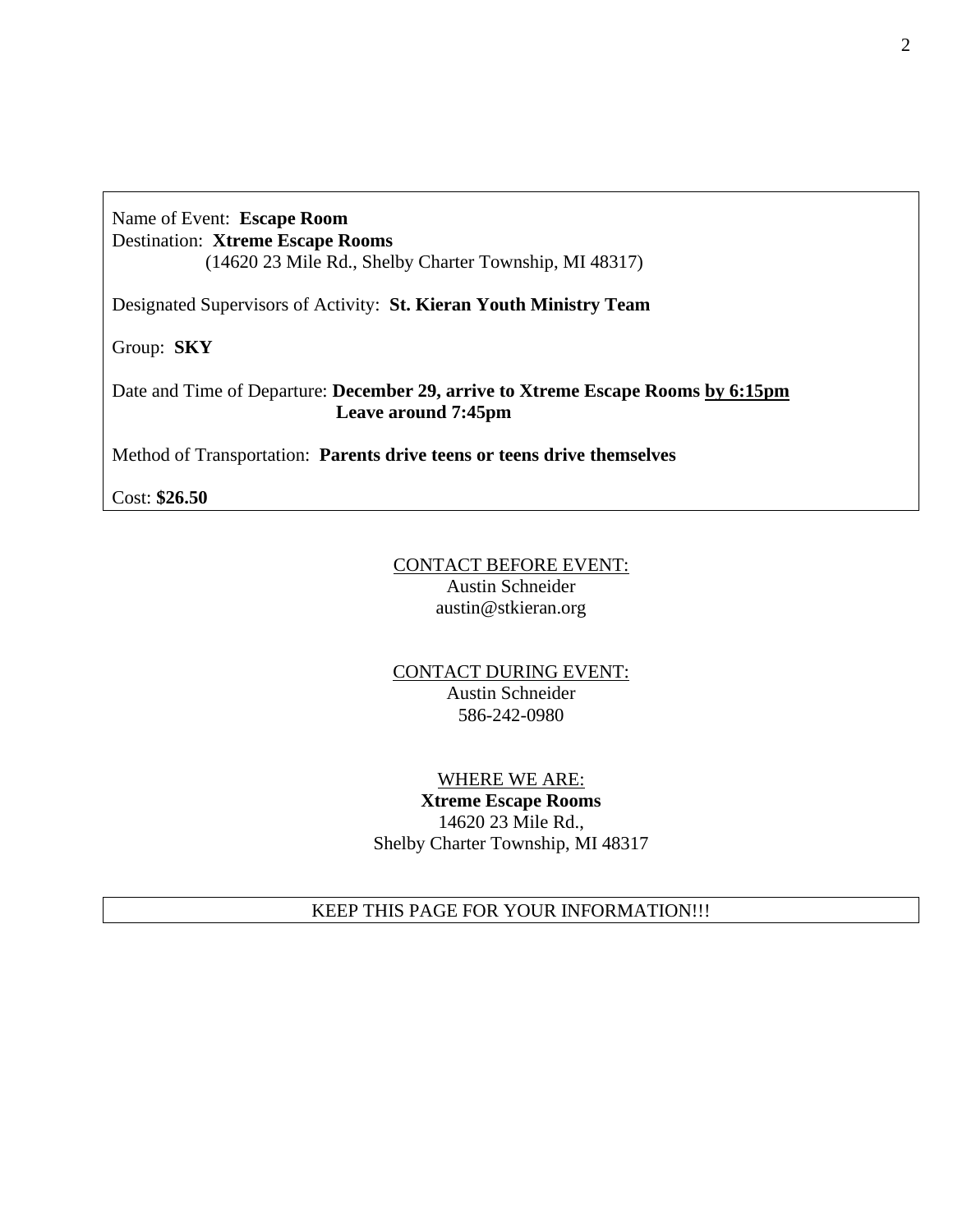Name of Event: **Escape Room**
Destination: **Xtreme Escape Rooms**
(14620 23 Mile Rd., Shelby Charter Township, MI 48317)

Designated Supervisors of Activity: **St. Kieran Youth Ministry Team**

Group: **SKY**

Date and Time of Departure: **December 29, arrive to Xtreme Escape Rooms <u>by 6:15pm</u>**
**Leave around 7:45pm**

Method of Transportation: **Parents drive teens or teens drive themselves**

Cost: **$26.50**

<u>CONTACT BEFORE EVENT:</u>
Austin Schneider
austin@stkieran.org

<u>CONTACT DURING EVENT:</u>
Austin Schneider
586-242-0980

<u>WHERE WE ARE:</u>
**Xtreme Escape Rooms**
14620 23 Mile Rd.,
Shelby Charter Township, MI 48317

KEEP THIS PAGE FOR YOUR INFORMATION!!!